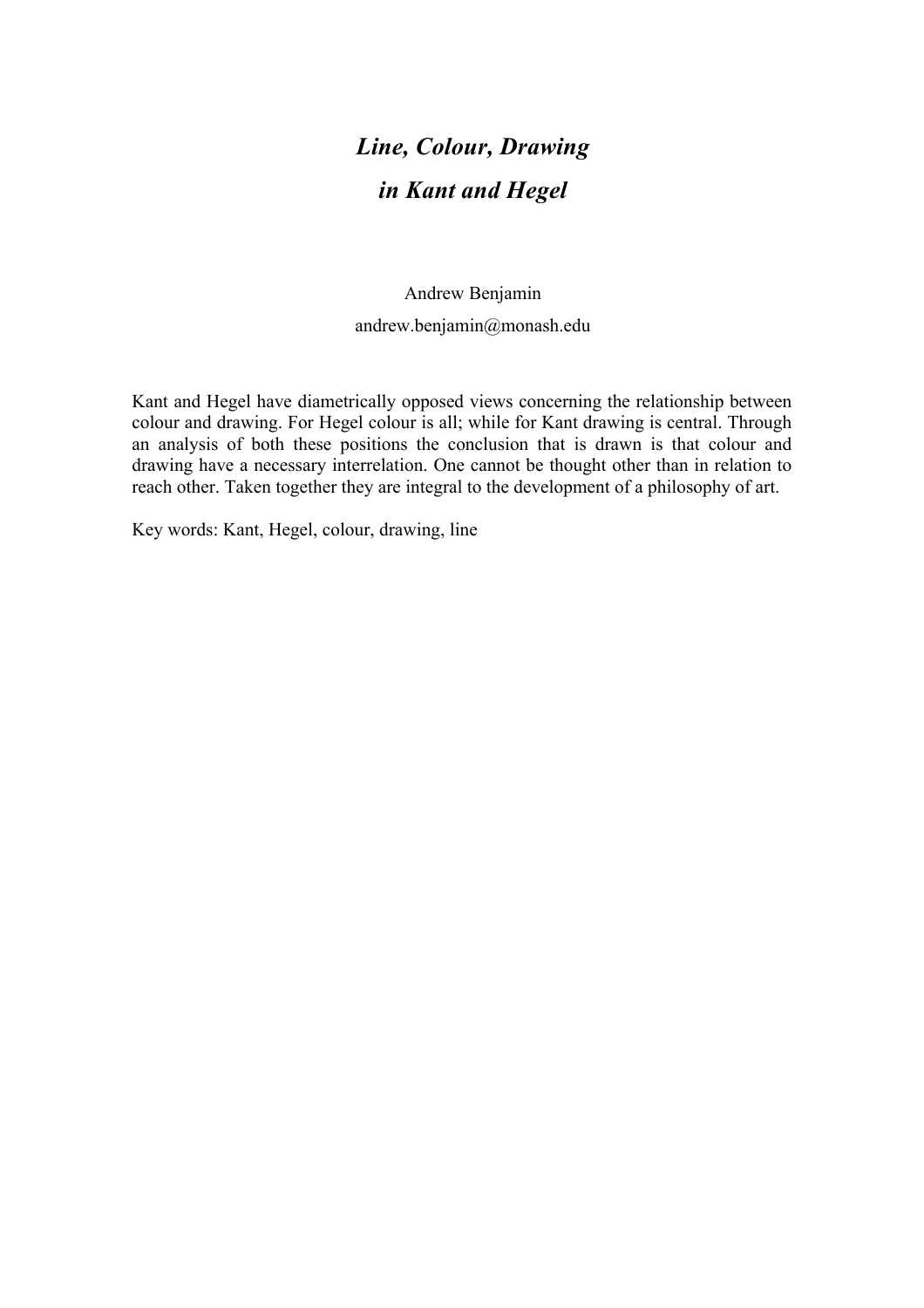# *Line, Colour, Drawing*
# *in Kant and Hegel*

Andrew Benjamin

andrew.benjamin@monash.edu

Kant and Hegel have diametrically opposed views concerning the relationship between colour and drawing. For Hegel colour is all; while for Kant drawing is central. Through an analysis of both these positions the conclusion that is drawn is that colour and drawing have a necessary interrelation. One cannot be thought other than in relation to reach other. Taken together they are integral to the development of a philosophy of art.

Key words: Kant, Hegel, colour, drawing, line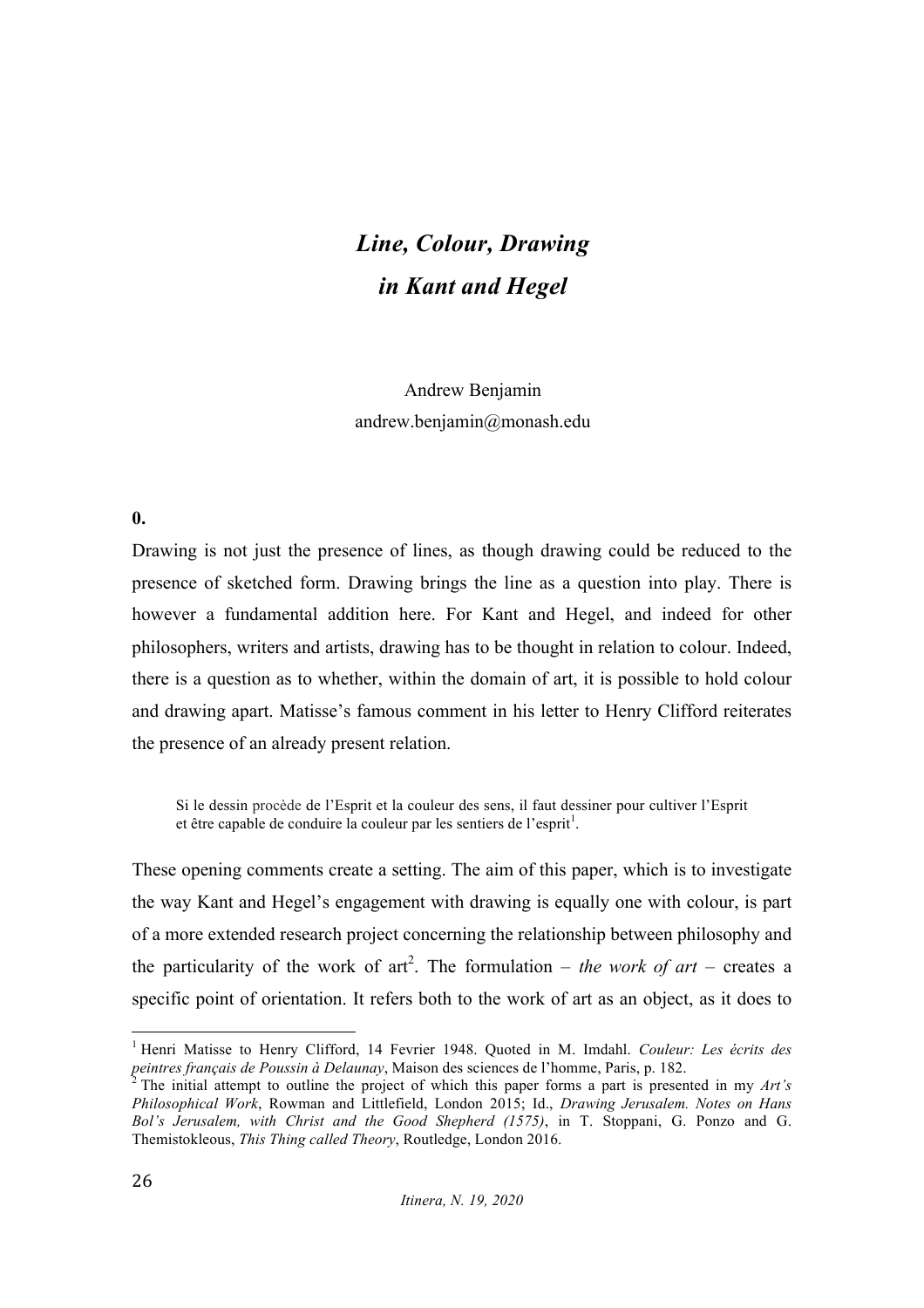# *Line, Colour, Drawing in Kant and Hegel*

Andrew Benjamin
andrew.benjamin@monash.edu

**0.**

Drawing is not just the presence of lines, as though drawing could be reduced to the presence of sketched form. Drawing brings the line as a question into play. There is however a fundamental addition here. For Kant and Hegel, and indeed for other philosophers, writers and artists, drawing has to be thought in relation to colour. Indeed, there is a question as to whether, within the domain of art, it is possible to hold colour and drawing apart. Matisse's famous comment in his letter to Henry Clifford reiterates the presence of an already present relation.

> Si le dessin procède de l'Esprit et la couleur des sens, il faut dessiner pour cultiver l'Esprit et être capable de conduire la couleur par les sentiers de l'esprit[1].

These opening comments create a setting. The aim of this paper, which is to investigate the way Kant and Hegel's engagement with drawing is equally one with colour, is part of a more extended research project concerning the relationship between philosophy and the particularity of the work of art[2]. The formulation – *the work of art* – creates a specific point of orientation. It refers both to the work of art as an object, as it does to

---

[1] Henri Matisse to Henry Clifford, 14 Fevrier 1948. Quoted in M. Imdahl. *Couleur: Les écrits des peintres français de Poussin à Delaunay*, Maison des sciences de l'homme, Paris, p. 182.

[2] The initial attempt to outline the project of which this paper forms a part is presented in my *Art's Philosophical Work*, Rowman and Littlefield, London 2015; Id., *Drawing Jerusalem. Notes on Hans Bol's Jerusalem, with Christ and the Good Shepherd (1575)*, in T. Stoppani, G. Ponzo and G. Themistokleous, *This Thing called Theory*, Routledge, London 2016.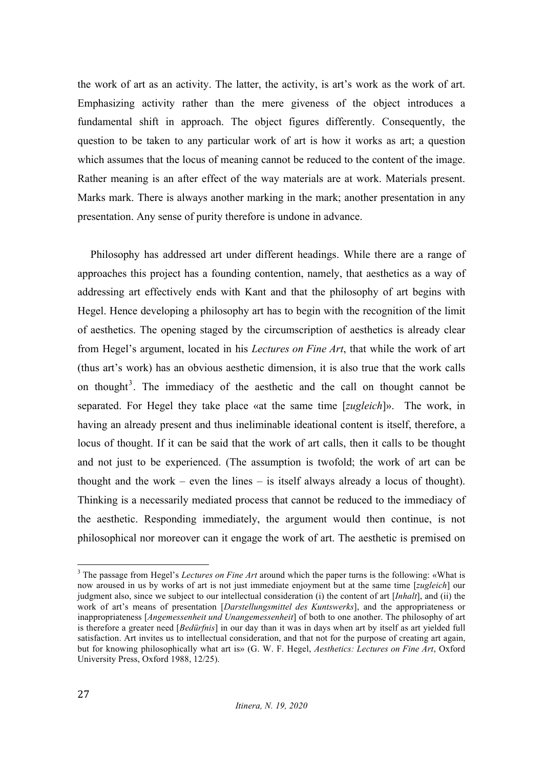the work of art as an activity. The latter, the activity, is art's work as the work of art. Emphasizing activity rather than the mere giveness of the object introduces a fundamental shift in approach. The object figures differently. Consequently, the question to be taken to any particular work of art is how it works as art; a question which assumes that the locus of meaning cannot be reduced to the content of the image. Rather meaning is an after effect of the way materials are at work. Materials present. Marks mark. There is always another marking in the mark; another presentation in any presentation. Any sense of purity therefore is undone in advance.

Philosophy has addressed art under different headings. While there are a range of approaches this project has a founding contention, namely, that aesthetics as a way of addressing art effectively ends with Kant and that the philosophy of art begins with Hegel. Hence developing a philosophy art has to begin with the recognition of the limit of aesthetics. The opening staged by the circumscription of aesthetics is already clear from Hegel's argument, located in his *Lectures on Fine Art*, that while the work of art (thus art's work) has an obvious aesthetic dimension, it is also true that the work calls on thought[3]. The immediacy of the aesthetic and the call on thought cannot be separated. For Hegel they take place «at the same time [*zugleich*]». The work, in having an already present and thus ineliminable ideational content is itself, therefore, a locus of thought. If it can be said that the work of art calls, then it calls to be thought and not just to be experienced. (The assumption is twofold; the work of art can be thought and the work – even the lines – is itself always already a locus of thought). Thinking is a necessarily mediated process that cannot be reduced to the immediacy of the aesthetic. Responding immediately, the argument would then continue, is not philosophical nor moreover can it engage the work of art. The aesthetic is premised on

[3] The passage from Hegel's *Lectures on Fine Art* around which the paper turns is the following: «What is now aroused in us by works of art is not just immediate enjoyment but at the same time [*zugleich*] our judgment also, since we subject to our intellectual consideration (i) the content of art [*Inhalt*], and (ii) the work of art's means of presentation [*Darstellungsmittel des Kuntswerks*], and the appropriateness or inappropriateness [*Angemessenheit und Unangemessenheit*] of both to one another. The philosophy of art is therefore a greater need [*Bedürfnis*] in our day than it was in days when art by itself as art yielded full satisfaction. Art invites us to intellectual consideration, and that not for the purpose of creating art again, but for knowing philosophically what art is» (G. W. F. Hegel, *Aesthetics: Lectures on Fine Art*, Oxford University Press, Oxford 1988, 12/25).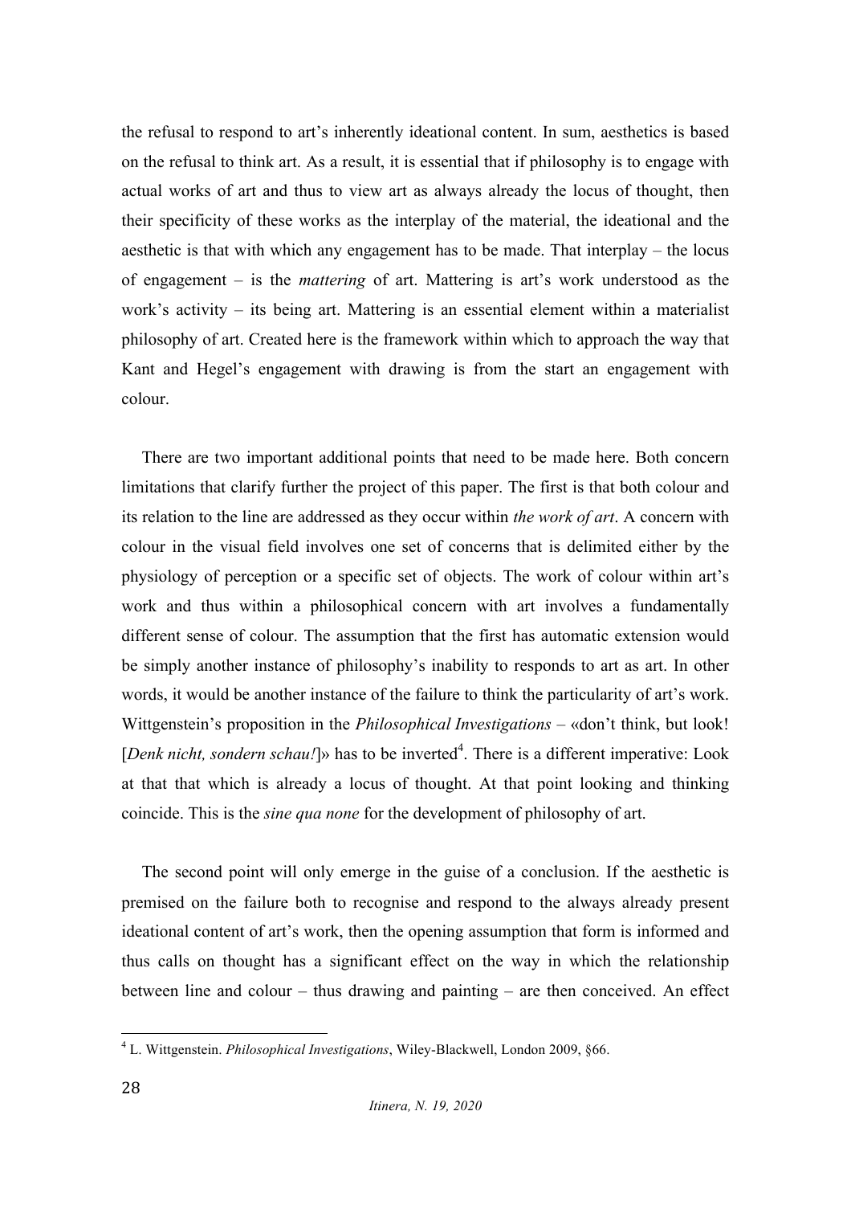the refusal to respond to art's inherently ideational content. In sum, aesthetics is based on the refusal to think art. As a result, it is essential that if philosophy is to engage with actual works of art and thus to view art as always already the locus of thought, then their specificity of these works as the interplay of the material, the ideational and the aesthetic is that with which any engagement has to be made. That interplay – the locus of engagement – is the *mattering* of art. Mattering is art's work understood as the work's activity – its being art. Mattering is an essential element within a materialist philosophy of art. Created here is the framework within which to approach the way that Kant and Hegel's engagement with drawing is from the start an engagement with colour.

There are two important additional points that need to be made here. Both concern limitations that clarify further the project of this paper. The first is that both colour and its relation to the line are addressed as they occur within *the work of art*. A concern with colour in the visual field involves one set of concerns that is delimited either by the physiology of perception or a specific set of objects. The work of colour within art's work and thus within a philosophical concern with art involves a fundamentally different sense of colour. The assumption that the first has automatic extension would be simply another instance of philosophy's inability to responds to art as art. In other words, it would be another instance of the failure to think the particularity of art's work. Wittgenstein's proposition in the *Philosophical Investigations* – «don't think, but look! [*Denk nicht, sondern schau!*]» has to be inverted[4]. There is a different imperative: Look at that that which is already a locus of thought. At that point looking and thinking coincide. This is the *sine qua none* for the development of philosophy of art.

The second point will only emerge in the guise of a conclusion. If the aesthetic is premised on the failure both to recognise and respond to the always already present ideational content of art's work, then the opening assumption that form is informed and thus calls on thought has a significant effect on the way in which the relationship between line and colour – thus drawing and painting – are then conceived. An effect

---

[4] L. Wittgenstein. *Philosophical Investigations*, Wiley-Blackwell, London 2009, §66.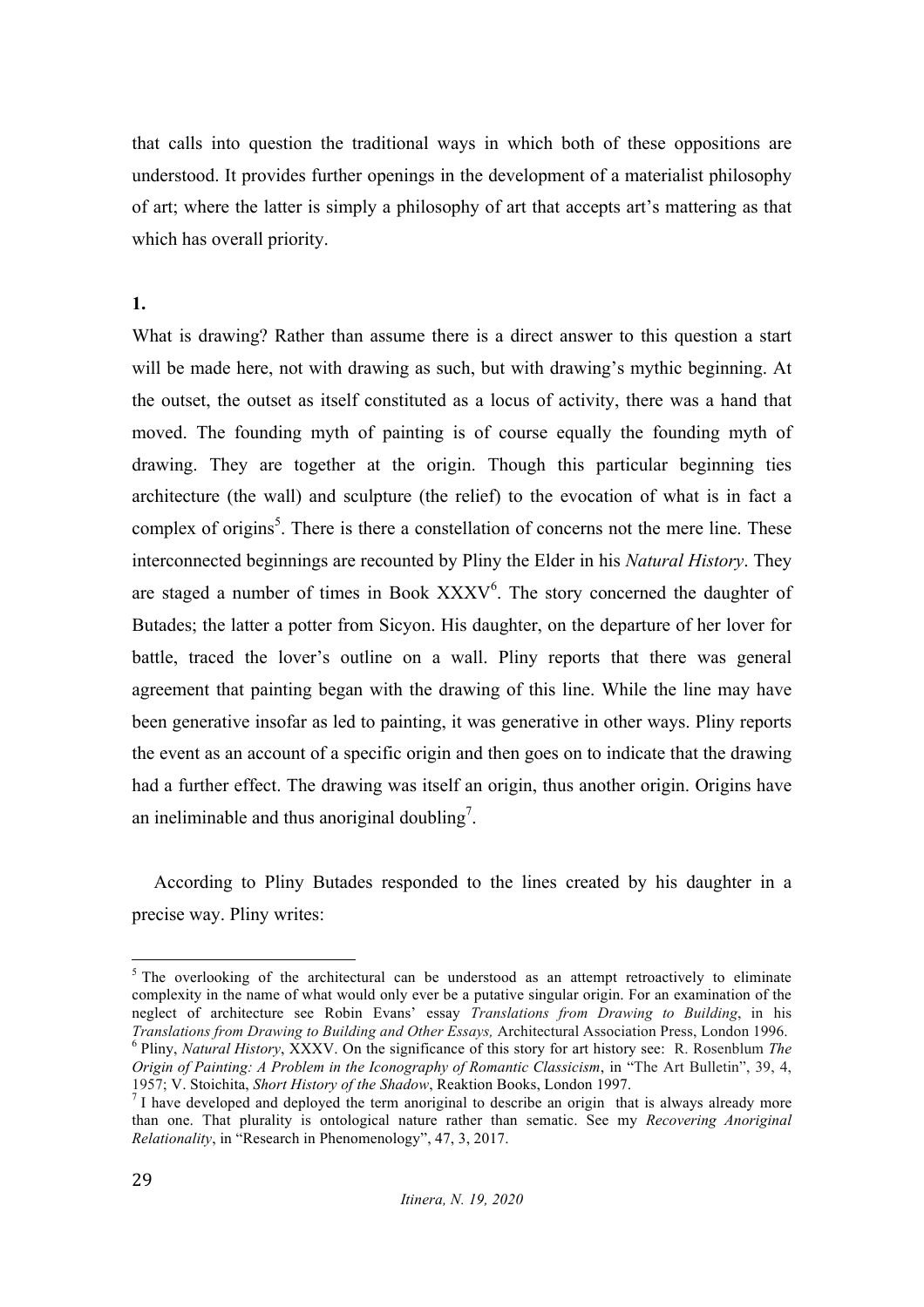that calls into question the traditional ways in which both of these oppositions are understood. It provides further openings in the development of a materialist philosophy of art; where the latter is simply a philosophy of art that accepts art's mattering as that which has overall priority.

**1.**

What is drawing? Rather than assume there is a direct answer to this question a start will be made here, not with drawing as such, but with drawing's mythic beginning. At the outset, the outset as itself constituted as a locus of activity, there was a hand that moved. The founding myth of painting is of course equally the founding myth of drawing. They are together at the origin. Though this particular beginning ties architecture (the wall) and sculpture (the relief) to the evocation of what is in fact a complex of origins[5]. There is there a constellation of concerns not the mere line. These interconnected beginnings are recounted by Pliny the Elder in his *Natural History*. They are staged a number of times in Book XXXV[6]. The story concerned the daughter of Butades; the latter a potter from Sicyon. His daughter, on the departure of her lover for battle, traced the lover's outline on a wall. Pliny reports that there was general agreement that painting began with the drawing of this line. While the line may have been generative insofar as led to painting, it was generative in other ways. Pliny reports the event as an account of a specific origin and then goes on to indicate that the drawing had a further effect. The drawing was itself an origin, thus another origin. Origins have an ineliminable and thus anoriginal doubling[7].

According to Pliny Butades responded to the lines created by his daughter in a precise way. Pliny writes:

---

[5] The overlooking of the architectural can be understood as an attempt retroactively to eliminate complexity in the name of what would only ever be a putative singular origin. For an examination of the neglect of architecture see Robin Evans' essay *Translations from Drawing to Building*, in his *Translations from Drawing to Building and Other Essays,* Architectural Association Press, London 1996.

[6] Pliny, *Natural History*, XXXV. On the significance of this story for art history see: R. Rosenblum *The Origin of Painting: A Problem in the Iconography of Romantic Classicism*, in "The Art Bulletin", 39, 4, 1957; V. Stoichita, *Short History of the Shadow*, Reaktion Books, London 1997.

[7] I have developed and deployed the term anoriginal to describe an origin that is always already more than one. That plurality is ontological nature rather than sematic. See my *Recovering Anoriginal Relationality*, in "Research in Phenomenology", 47, 3, 2017.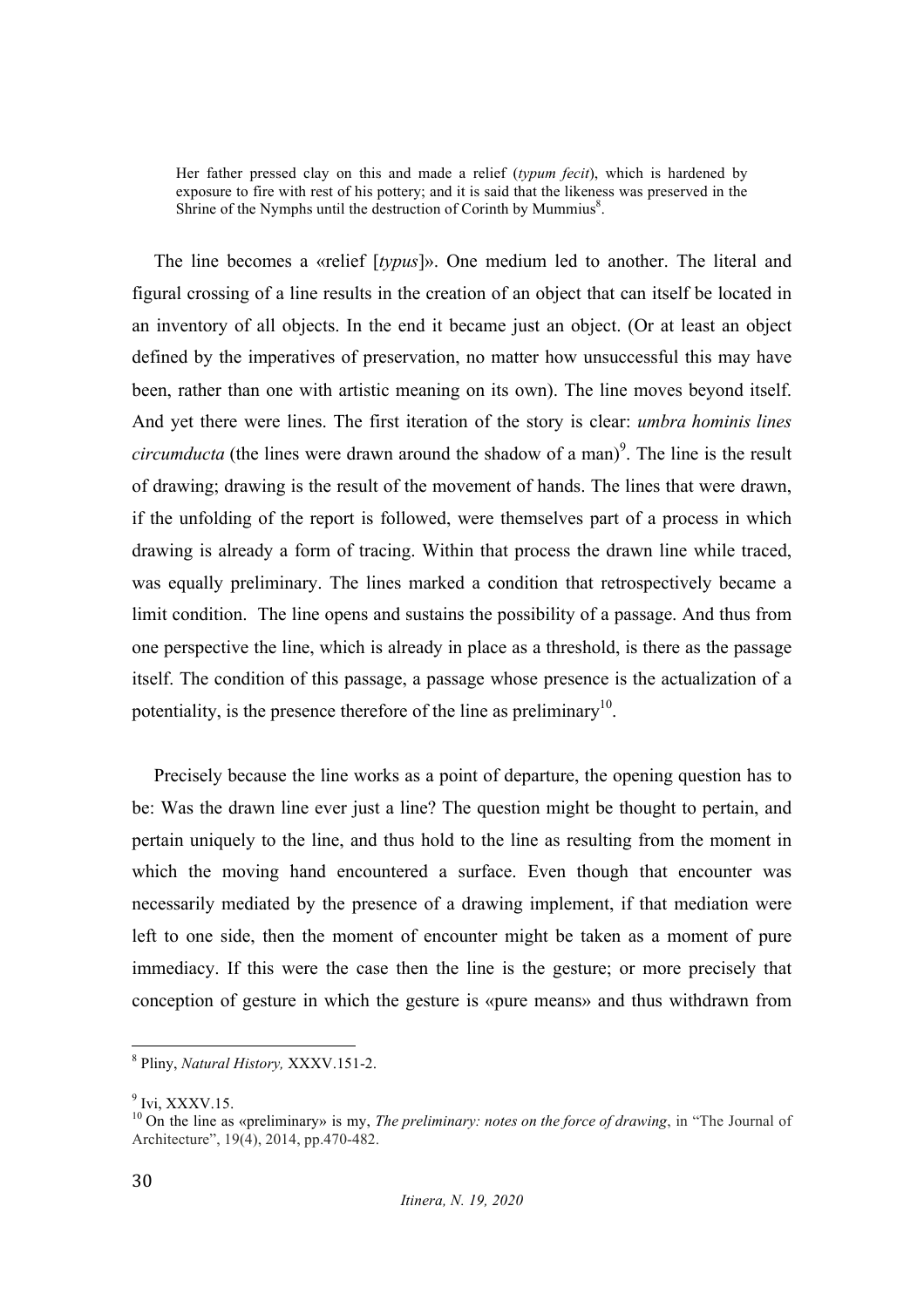> Her father pressed clay on this and made a relief (*typum fecit*), which is hardened by exposure to fire with rest of his pottery; and it is said that the likeness was preserved in the Shrine of the Nymphs until the destruction of Corinth by Mummius[8].

The line becomes a «relief [*typus*]». One medium led to another. The literal and figural crossing of a line results in the creation of an object that can itself be located in an inventory of all objects. In the end it became just an object. (Or at least an object defined by the imperatives of preservation, no matter how unsuccessful this may have been, rather than one with artistic meaning on its own). The line moves beyond itself. And yet there were lines. The first iteration of the story is clear: *umbra hominis lines circumducta* (the lines were drawn around the shadow of a man)[9]. The line is the result of drawing; drawing is the result of the movement of hands. The lines that were drawn, if the unfolding of the report is followed, were themselves part of a process in which drawing is already a form of tracing. Within that process the drawn line while traced, was equally preliminary. The lines marked a condition that retrospectively became a limit condition. The line opens and sustains the possibility of a passage. And thus from one perspective the line, which is already in place as a threshold, is there as the passage itself. The condition of this passage, a passage whose presence is the actualization of a potentiality, is the presence therefore of the line as preliminary[10].

Precisely because the line works as a point of departure, the opening question has to be: Was the drawn line ever just a line? The question might be thought to pertain, and pertain uniquely to the line, and thus hold to the line as resulting from the moment in which the moving hand encountered a surface. Even though that encounter was necessarily mediated by the presence of a drawing implement, if that mediation were left to one side, then the moment of encounter might be taken as a moment of pure immediacy. If this were the case then the line is the gesture; or more precisely that conception of gesture in which the gesture is «pure means» and thus withdrawn from

---

[8] Pliny, *Natural History,* XXXV.151-2.

[9] Ivi, XXXV.15.

[10] On the line as «preliminary» is my, *The preliminary: notes on the force of drawing*, in "The Journal of Architecture", 19(4), 2014, pp.470-482.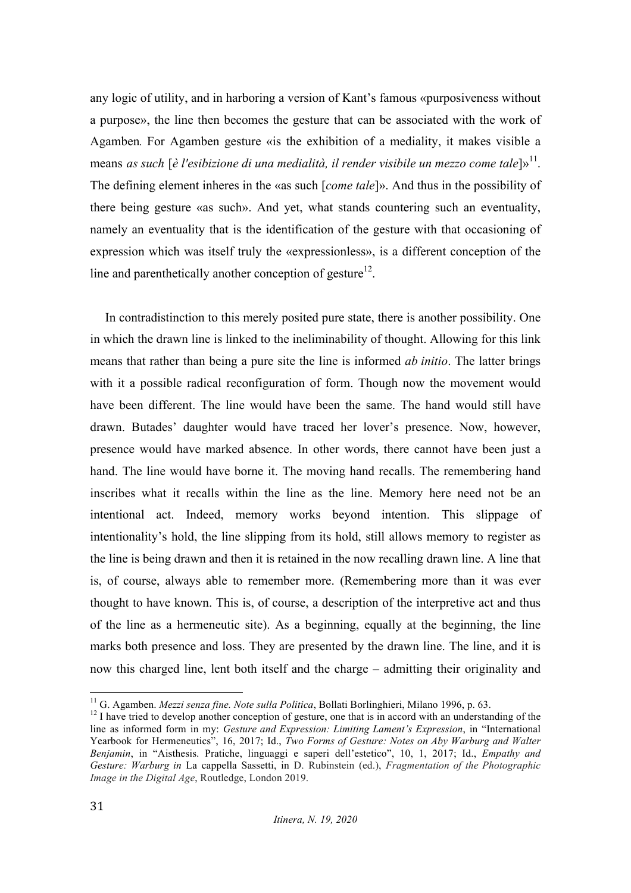any logic of utility, and in harboring a version of Kant's famous «purposiveness without a purpose», the line then becomes the gesture that can be associated with the work of Agamben. For Agamben gesture «is the exhibition of a mediality, it makes visible a means *as such* [*è l'esibizione di una medialità, il render visibile un mezzo come tale*]»[11]. The defining element inheres in the «as such [*come tale*]». And thus in the possibility of there being gesture «as such». And yet, what stands countering such an eventuality, namely an eventuality that is the identification of the gesture with that occasioning of expression which was itself truly the «expressionless», is a different conception of the line and parenthetically another conception of gesture[12].

In contradistinction to this merely posited pure state, there is another possibility. One in which the drawn line is linked to the ineliminability of thought. Allowing for this link means that rather than being a pure site the line is informed *ab initio*. The latter brings with it a possible radical reconfiguration of form. Though now the movement would have been different. The line would have been the same. The hand would still have drawn. Butades' daughter would have traced her lover's presence. Now, however, presence would have marked absence. In other words, there cannot have been just a hand. The line would have borne it. The moving hand recalls. The remembering hand inscribes what it recalls within the line as the line. Memory here need not be an intentional act. Indeed, memory works beyond intention. This slippage of intentionality's hold, the line slipping from its hold, still allows memory to register as the line is being drawn and then it is retained in the now recalling drawn line. A line that is, of course, always able to remember more. (Remembering more than it was ever thought to have known. This is, of course, a description of the interpretive act and thus of the line as a hermeneutic site). As a beginning, equally at the beginning, the line marks both presence and loss. They are presented by the drawn line. The line, and it is now this charged line, lent both itself and the charge – admitting their originality and

---

[11] G. Agamben. *Mezzi senza fine. Note sulla Politica*, Bollati Borlinghieri, Milano 1996, p. 63.

[12] I have tried to develop another conception of gesture, one that is in accord with an understanding of the line as informed form in my: *Gesture and Expression: Limiting Lament's Expression*, in "International Yearbook for Hermeneutics", 16, 2017; Id., *Two Forms of Gesture: Notes on Aby Warburg and Walter Benjamin*, in "Aisthesis. Pratiche, linguaggi e saperi dell'estetico", 10, 1, 2017; Id., *Empathy and Gesture: Warburg in* La cappella Sassetti, in D. Rubinstein (ed.), *Fragmentation of the Photographic Image in the Digital Age*, Routledge, London 2019.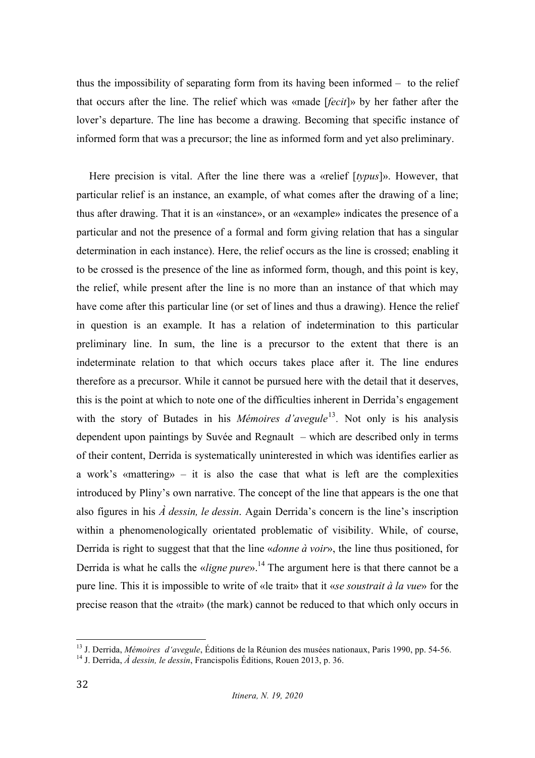thus the impossibility of separating form from its having been informed – to the relief that occurs after the line. The relief which was «made [*fecit*]» by her father after the lover's departure. The line has become a drawing. Becoming that specific instance of informed form that was a precursor; the line as informed form and yet also preliminary.

Here precision is vital. After the line there was a «relief [*typus*]». However, that particular relief is an instance, an example, of what comes after the drawing of a line; thus after drawing. That it is an «instance», or an «example» indicates the presence of a particular and not the presence of a formal and form giving relation that has a singular determination in each instance). Here, the relief occurs as the line is crossed; enabling it to be crossed is the presence of the line as informed form, though, and this point is key, the relief, while present after the line is no more than an instance of that which may have come after this particular line (or set of lines and thus a drawing). Hence the relief in question is an example. It has a relation of indetermination to this particular preliminary line. In sum, the line is a precursor to the extent that there is an indeterminate relation to that which occurs takes place after it. The line endures therefore as a precursor. While it cannot be pursued here with the detail that it deserves, this is the point at which to note one of the difficulties inherent in Derrida's engagement with the story of Butades in his *Mémoires d'avegule*[13]. Not only is his analysis dependent upon paintings by Suvée and Regnault – which are described only in terms of their content, Derrida is systematically uninterested in which was identifies earlier as a work's «mattering» – it is also the case that what is left are the complexities introduced by Pliny's own narrative. The concept of the line that appears is the one that also figures in his *À dessin, le dessin*. Again Derrida's concern is the line's inscription within a phenomenologically orientated problematic of visibility. While, of course, Derrida is right to suggest that that the line «*donne à voir*», the line thus positioned, for Derrida is what he calls the «*ligne pure*».[14] The argument here is that there cannot be a pure line. This it is impossible to write of «le trait» that it «*se soustrait à la vue*» for the precise reason that the «trait» (the mark) cannot be reduced to that which only occurs in

---

[13] J. Derrida, *Mémoires d'avegule*, Éditions de la Réunion des musées nationaux, Paris 1990, pp. 54-56.

[14] J. Derrida, *À dessin, le dessin*, Francispolis Éditions, Rouen 2013, p. 36.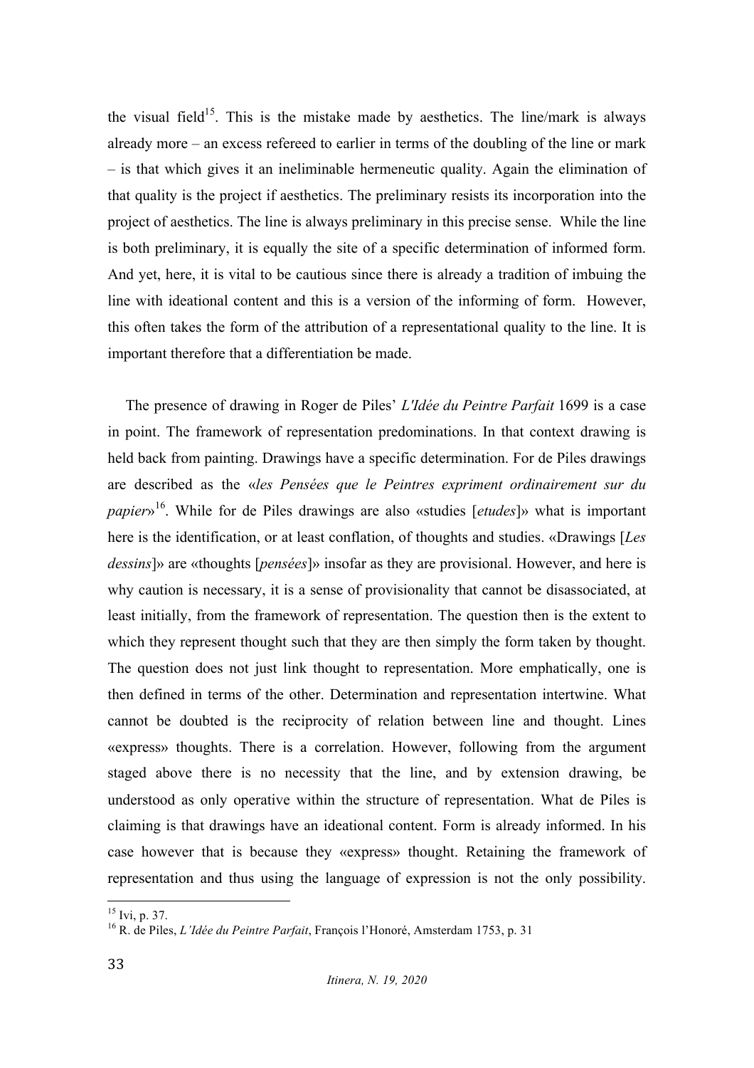the visual field[15]. This is the mistake made by aesthetics. The line/mark is always already more – an excess refereed to earlier in terms of the doubling of the line or mark – is that which gives it an ineliminable hermeneutic quality. Again the elimination of that quality is the project if aesthetics. The preliminary resists its incorporation into the project of aesthetics. The line is always preliminary in this precise sense. While the line is both preliminary, it is equally the site of a specific determination of informed form. And yet, here, it is vital to be cautious since there is already a tradition of imbuing the line with ideational content and this is a version of the informing of form. However, this often takes the form of the attribution of a representational quality to the line. It is important therefore that a differentiation be made.

The presence of drawing in Roger de Piles' *L'Idée du Peintre Parfait* 1699 is a case in point. The framework of representation predominations. In that context drawing is held back from painting. Drawings have a specific determination. For de Piles drawings are described as the «*les Pensées que le Peintres expriment ordinairement sur du papier*»[16]. While for de Piles drawings are also «studies [*etudes*]» what is important here is the identification, or at least conflation, of thoughts and studies. «Drawings [*Les dessins*]» are «thoughts [*pensées*]» insofar as they are provisional. However, and here is why caution is necessary, it is a sense of provisionality that cannot be disassociated, at least initially, from the framework of representation. The question then is the extent to which they represent thought such that they are then simply the form taken by thought. The question does not just link thought to representation. More emphatically, one is then defined in terms of the other. Determination and representation intertwine. What cannot be doubted is the reciprocity of relation between line and thought. Lines «express» thoughts. There is a correlation. However, following from the argument staged above there is no necessity that the line, and by extension drawing, be understood as only operative within the structure of representation. What de Piles is claiming is that drawings have an ideational content. Form is already informed. In his case however that is because they «express» thought. Retaining the framework of representation and thus using the language of expression is not the only possibility.

---

[15] Ivi, p. 37.

[16] R. de Piles, *L'Idée du Peintre Parfait*, François l'Honoré, Amsterdam 1753, p. 31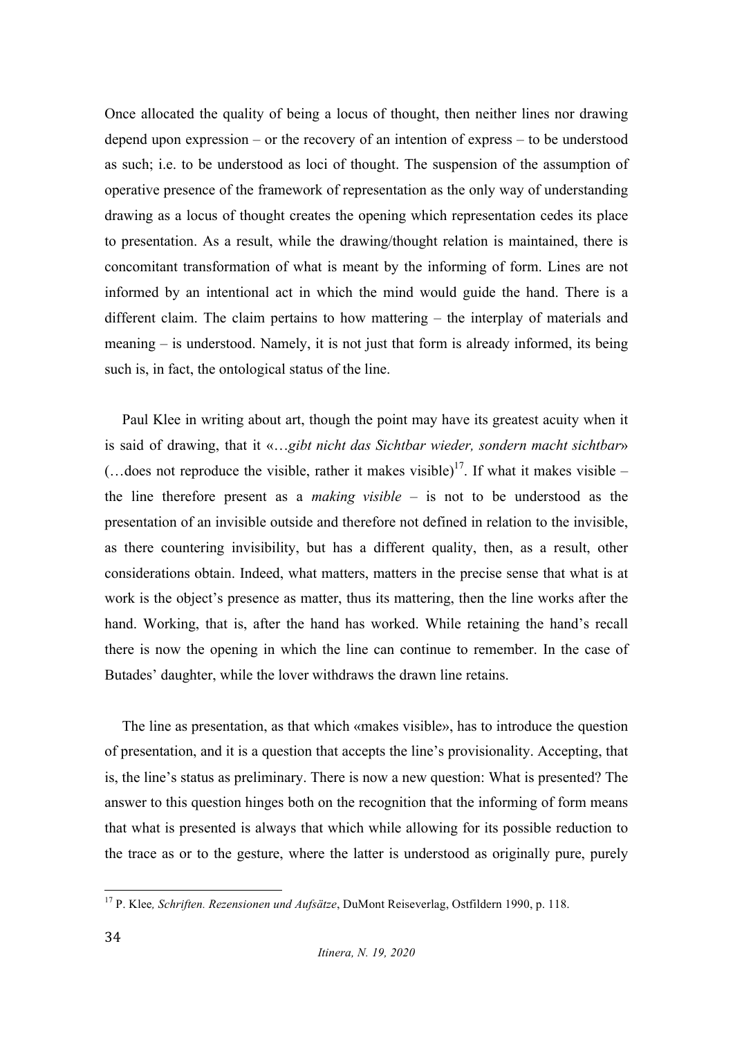Once allocated the quality of being a locus of thought, then neither lines nor drawing depend upon expression – or the recovery of an intention of express – to be understood as such; i.e. to be understood as loci of thought. The suspension of the assumption of operative presence of the framework of representation as the only way of understanding drawing as a locus of thought creates the opening which representation cedes its place to presentation. As a result, while the drawing/thought relation is maintained, there is concomitant transformation of what is meant by the informing of form. Lines are not informed by an intentional act in which the mind would guide the hand. There is a different claim. The claim pertains to how mattering – the interplay of materials and meaning – is understood. Namely, it is not just that form is already informed, its being such is, in fact, the ontological status of the line.

Paul Klee in writing about art, though the point may have its greatest acuity when it is said of drawing, that it «*…gibt nicht das Sichtbar wieder, sondern macht sichtbar*» (…does not reproduce the visible, rather it makes visible)[17]. If what it makes visible – the line therefore present as a *making visible* – is not to be understood as the presentation of an invisible outside and therefore not defined in relation to the invisible, as there countering invisibility, but has a different quality, then, as a result, other considerations obtain. Indeed, what matters, matters in the precise sense that what is at work is the object's presence as matter, thus its mattering, then the line works after the hand. Working, that is, after the hand has worked. While retaining the hand's recall there is now the opening in which the line can continue to remember. In the case of Butades' daughter, while the lover withdraws the drawn line retains.

The line as presentation, as that which «makes visible», has to introduce the question of presentation, and it is a question that accepts the line's provisionality. Accepting, that is, the line's status as preliminary. There is now a new question: What is presented? The answer to this question hinges both on the recognition that the informing of form means that what is presented is always that which while allowing for its possible reduction to the trace as or to the gesture, where the latter is understood as originally pure, purely

[17] P. Klee, *Schriften. Rezensionen und Aufsätze*, DuMont Reiseverlag, Ostfildern 1990, p. 118.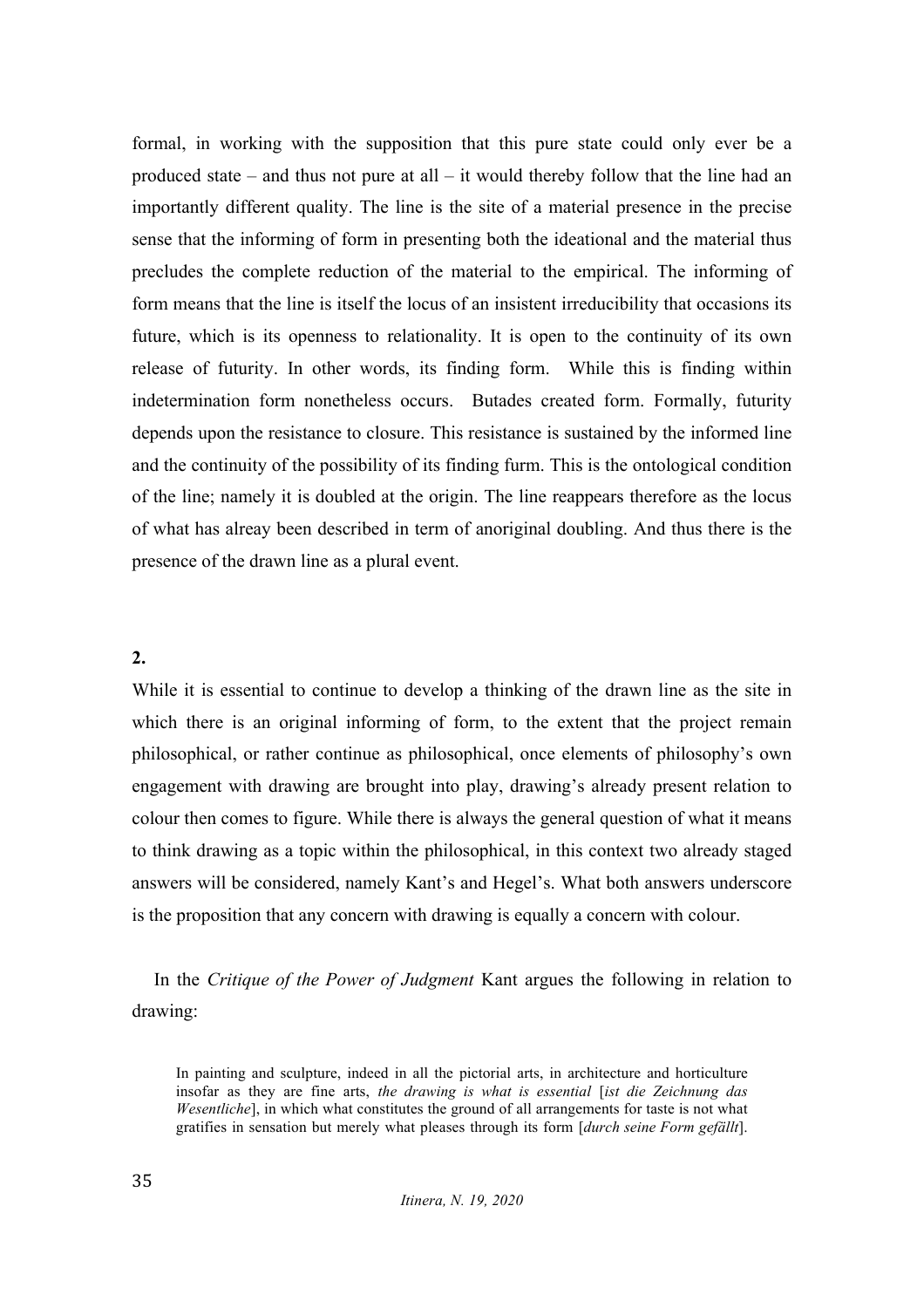formal, in working with the supposition that this pure state could only ever be a produced state – and thus not pure at all – it would thereby follow that the line had an importantly different quality. The line is the site of a material presence in the precise sense that the informing of form in presenting both the ideational and the material thus precludes the complete reduction of the material to the empirical. The informing of form means that the line is itself the locus of an insistent irreducibility that occasions its future, which is its openness to relationality. It is open to the continuity of its own release of futurity. In other words, its finding form. While this is finding within indetermination form nonetheless occurs. Butades created form. Formally, futurity depends upon the resistance to closure. This resistance is sustained by the informed line and the continuity of the possibility of its finding furm. This is the ontological condition of the line; namely it is doubled at the origin. The line reappears therefore as the locus of what has alreay been described in term of anoriginal doubling. And thus there is the presence of the drawn line as a plural event.

**2.**

While it is essential to continue to develop a thinking of the drawn line as the site in which there is an original informing of form, to the extent that the project remain philosophical, or rather continue as philosophical, once elements of philosophy's own engagement with drawing are brought into play, drawing's already present relation to colour then comes to figure. While there is always the general question of what it means to think drawing as a topic within the philosophical, in this context two already staged answers will be considered, namely Kant's and Hegel's. What both answers underscore is the proposition that any concern with drawing is equally a concern with colour.

In the *Critique of the Power of Judgment* Kant argues the following in relation to drawing:

> In painting and sculpture, indeed in all the pictorial arts, in architecture and horticulture insofar as they are fine arts, *the drawing is what is essential* [*ist die Zeichnung das Wesentliche*], in which what constitutes the ground of all arrangements for taste is not what gratifies in sensation but merely what pleases through its form [*durch seine Form gefällt*].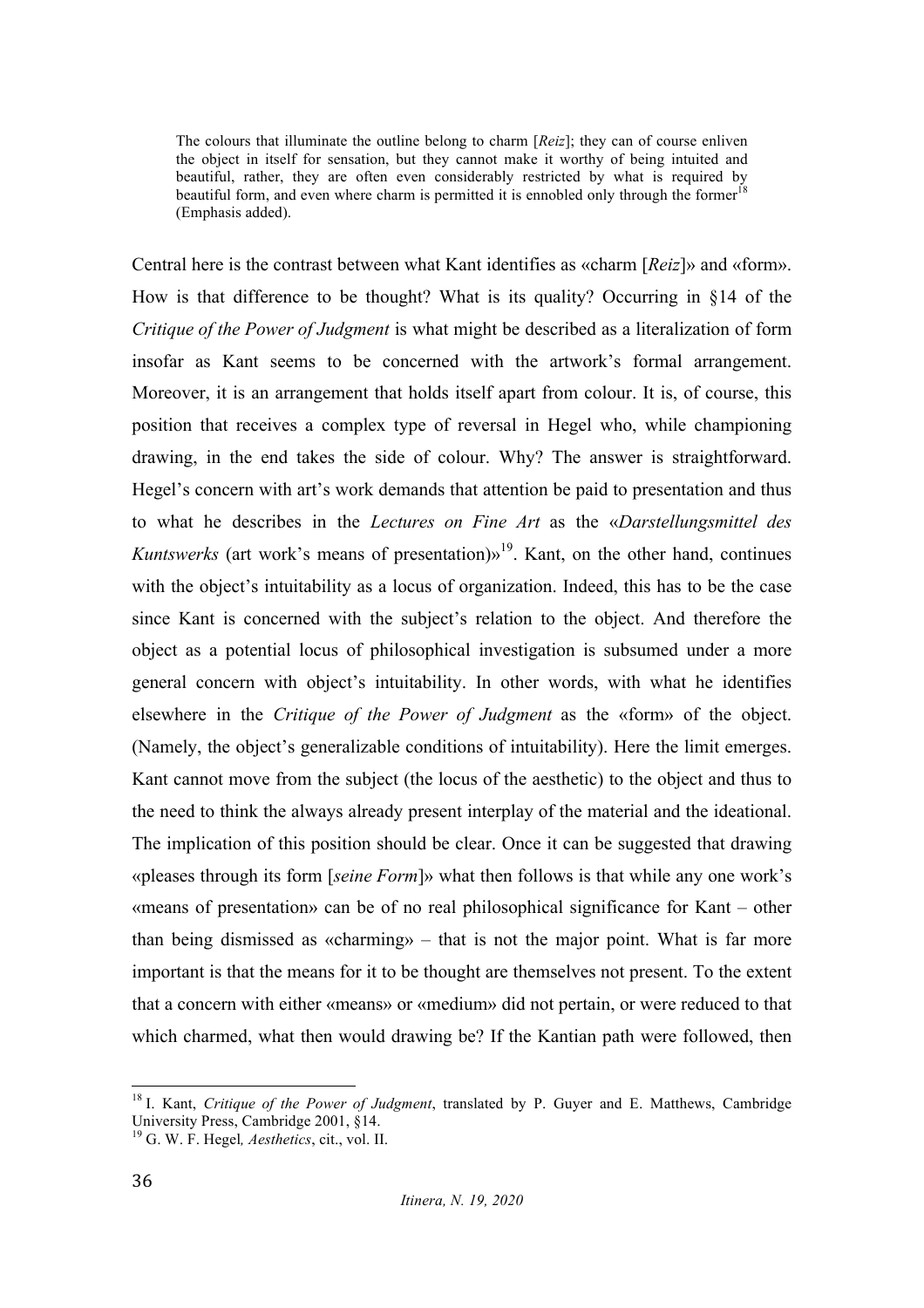> The colours that illuminate the outline belong to charm [*Reiz*]; they can of course enliven the object in itself for sensation, but they cannot make it worthy of being intuited and beautiful, rather, they are often even considerably restricted by what is required by beautiful form, and even where charm is permitted it is ennobled only through the former[18] (Emphasis added).

Central here is the contrast between what Kant identifies as «charm [*Reiz*]» and «form». How is that difference to be thought? What is its quality? Occurring in §14 of the *Critique of the Power of Judgment* is what might be described as a literalization of form insofar as Kant seems to be concerned with the artwork's formal arrangement. Moreover, it is an arrangement that holds itself apart from colour. It is, of course, this position that receives a complex type of reversal in Hegel who, while championing drawing, in the end takes the side of colour. Why? The answer is straightforward. Hegel's concern with art's work demands that attention be paid to presentation and thus to what he describes in the *Lectures on Fine Art* as the «*Darstellungsmittel des Kuntswerks* (art work's means of presentation)»[19]. Kant, on the other hand, continues with the object's intuitability as a locus of organization. Indeed, this has to be the case since Kant is concerned with the subject's relation to the object. And therefore the object as a potential locus of philosophical investigation is subsumed under a more general concern with object's intuitability. In other words, with what he identifies elsewhere in the *Critique of the Power of Judgment* as the «form» of the object. (Namely, the object's generalizable conditions of intuitability). Here the limit emerges. Kant cannot move from the subject (the locus of the aesthetic) to the object and thus to the need to think the always already present interplay of the material and the ideational. The implication of this position should be clear. Once it can be suggested that drawing «pleases through its form [*seine Form*]» what then follows is that while any one work's «means of presentation» can be of no real philosophical significance for Kant – other than being dismissed as «charming» – that is not the major point. What is far more important is that the means for it to be thought are themselves not present. To the extent that a concern with either «means» or «medium» did not pertain, or were reduced to that which charmed, what then would drawing be? If the Kantian path were followed, then

---

[18] I. Kant, *Critique of the Power of Judgment*, translated by P. Guyer and E. Matthews, Cambridge University Press, Cambridge 2001, §14.

[19] G. W. F. Hegel*, Aesthetics*, cit., vol. II.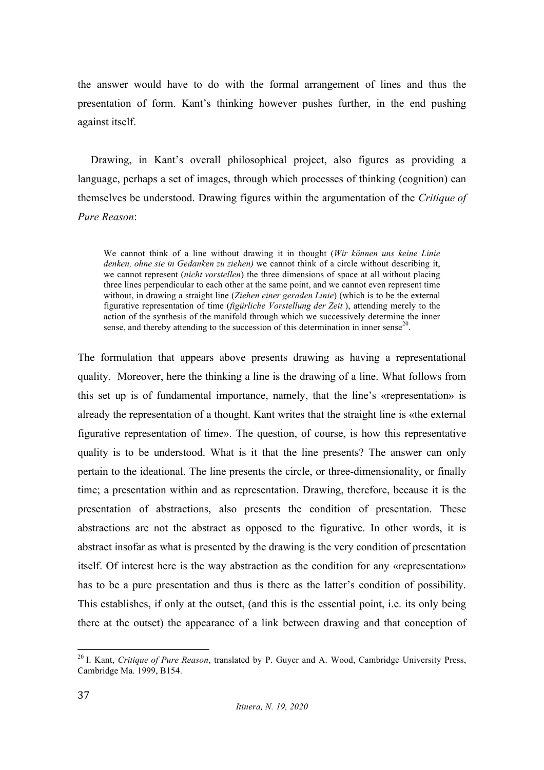the answer would have to do with the formal arrangement of lines and thus the presentation of form. Kant's thinking however pushes further, in the end pushing against itself.

Drawing, in Kant's overall philosophical project, also figures as providing a language, perhaps a set of images, through which processes of thinking (cognition) can themselves be understood. Drawing figures within the argumentation of the *Critique of Pure Reason*:

> We cannot think of a line without drawing it in thought (*Wir können uns keine Linie denken, ohne sie in Gedanken zu ziehen)* we cannot think of a circle without describing it, we cannot represent (*nicht vorstellen*) the three dimensions of space at all without placing three lines perpendicular to each other at the same point, and we cannot even represent time without, in drawing a straight line (*Ziehen einer geraden Linie*) (which is to be the external figurative representation of time (*figürliche Vorstellung der Zeit* ), attending merely to the action of the synthesis of the manifold through which we successively determine the inner sense, and thereby attending to the succession of this determination in inner sense[20].

The formulation that appears above presents drawing as having a representational quality. Moreover, here the thinking a line is the drawing of a line. What follows from this set up is of fundamental importance, namely, that the line's «representation» is already the representation of a thought. Kant writes that the straight line is «the external figurative representation of time». The question, of course, is how this representative quality is to be understood. What is it that the line presents? The answer can only pertain to the ideational. The line presents the circle, or three-dimensionality, or finally time; a presentation within and as representation. Drawing, therefore, because it is the presentation of abstractions, also presents the condition of presentation. These abstractions are not the abstract as opposed to the figurative. In other words, it is abstract insofar as what is presented by the drawing is the very condition of presentation itself. Of interest here is the way abstraction as the condition for any «representation» has to be a pure presentation and thus is there as the latter's condition of possibility. This establishes, if only at the outset, (and this is the essential point, i.e. its only being there at the outset) the appearance of a link between drawing and that conception of

[20] I. Kant, *Critique of Pure Reason*, translated by P. Guyer and A. Wood, Cambridge University Press, Cambridge Ma. 1999, B154.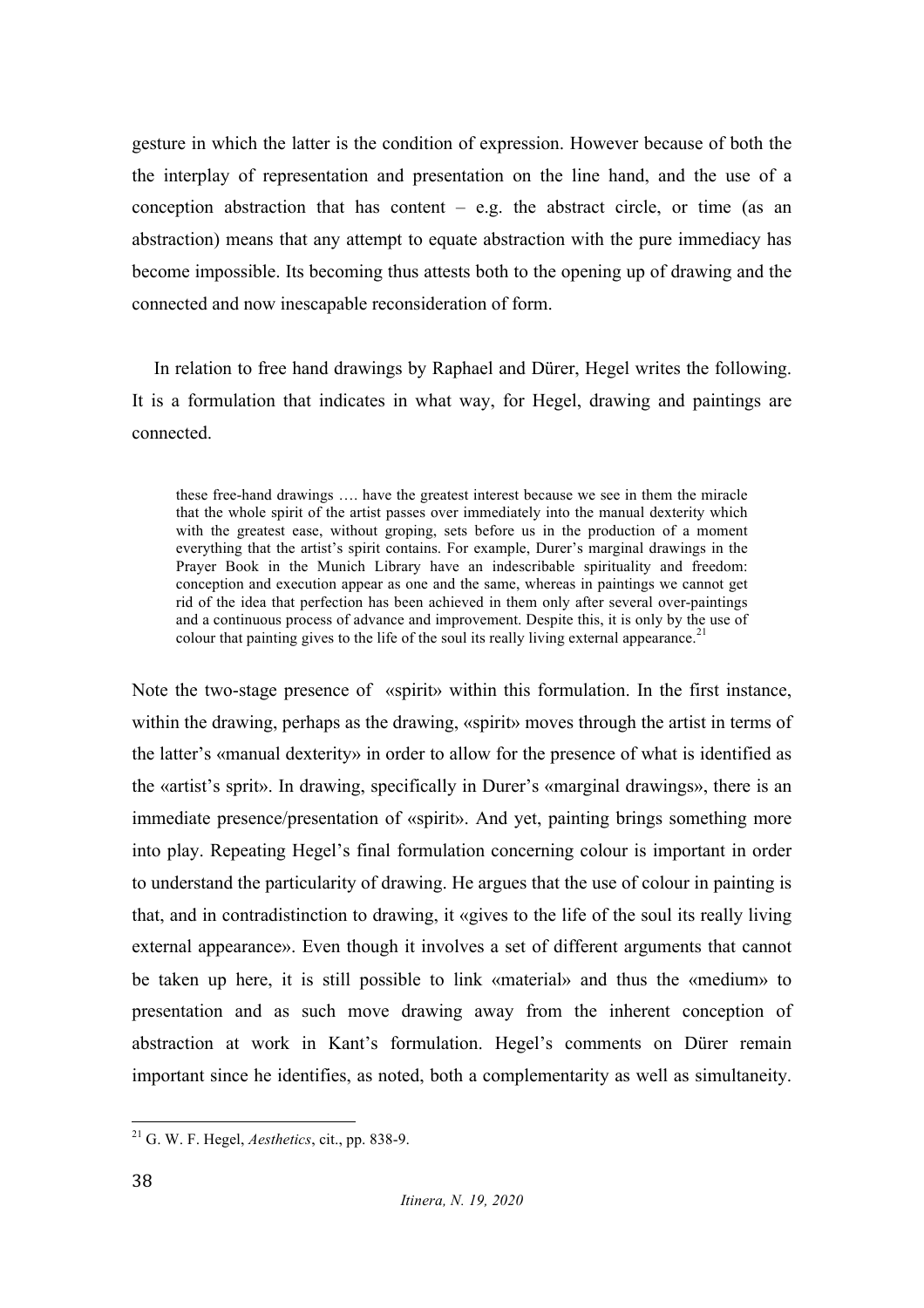gesture in which the latter is the condition of expression. However because of both the the interplay of representation and presentation on the line hand, and the use of a conception abstraction that has content – e.g. the abstract circle, or time (as an abstraction) means that any attempt to equate abstraction with the pure immediacy has become impossible. Its becoming thus attests both to the opening up of drawing and the connected and now inescapable reconsideration of form.

In relation to free hand drawings by Raphael and Dürer, Hegel writes the following. It is a formulation that indicates in what way, for Hegel, drawing and paintings are connected.

> these free-hand drawings …. have the greatest interest because we see in them the miracle that the whole spirit of the artist passes over immediately into the manual dexterity which with the greatest ease, without groping, sets before us in the production of a moment everything that the artist's spirit contains. For example, Durer's marginal drawings in the Prayer Book in the Munich Library have an indescribable spirituality and freedom: conception and execution appear as one and the same, whereas in paintings we cannot get rid of the idea that perfection has been achieved in them only after several over-paintings and a continuous process of advance and improvement. Despite this, it is only by the use of colour that painting gives to the life of the soul its really living external appearance.[21]

Note the two-stage presence of «spirit» within this formulation. In the first instance, within the drawing, perhaps as the drawing, «spirit» moves through the artist in terms of the latter's «manual dexterity» in order to allow for the presence of what is identified as the «artist's sprit». In drawing, specifically in Durer's «marginal drawings», there is an immediate presence/presentation of «spirit». And yet, painting brings something more into play. Repeating Hegel's final formulation concerning colour is important in order to understand the particularity of drawing. He argues that the use of colour in painting is that, and in contradistinction to drawing, it «gives to the life of the soul its really living external appearance». Even though it involves a set of different arguments that cannot be taken up here, it is still possible to link «material» and thus the «medium» to presentation and as such move drawing away from the inherent conception of abstraction at work in Kant's formulation. Hegel's comments on Dürer remain important since he identifies, as noted, both a complementarity as well as simultaneity.

---

[21] G. W. F. Hegel, *Aesthetics*, cit., pp. 838-9.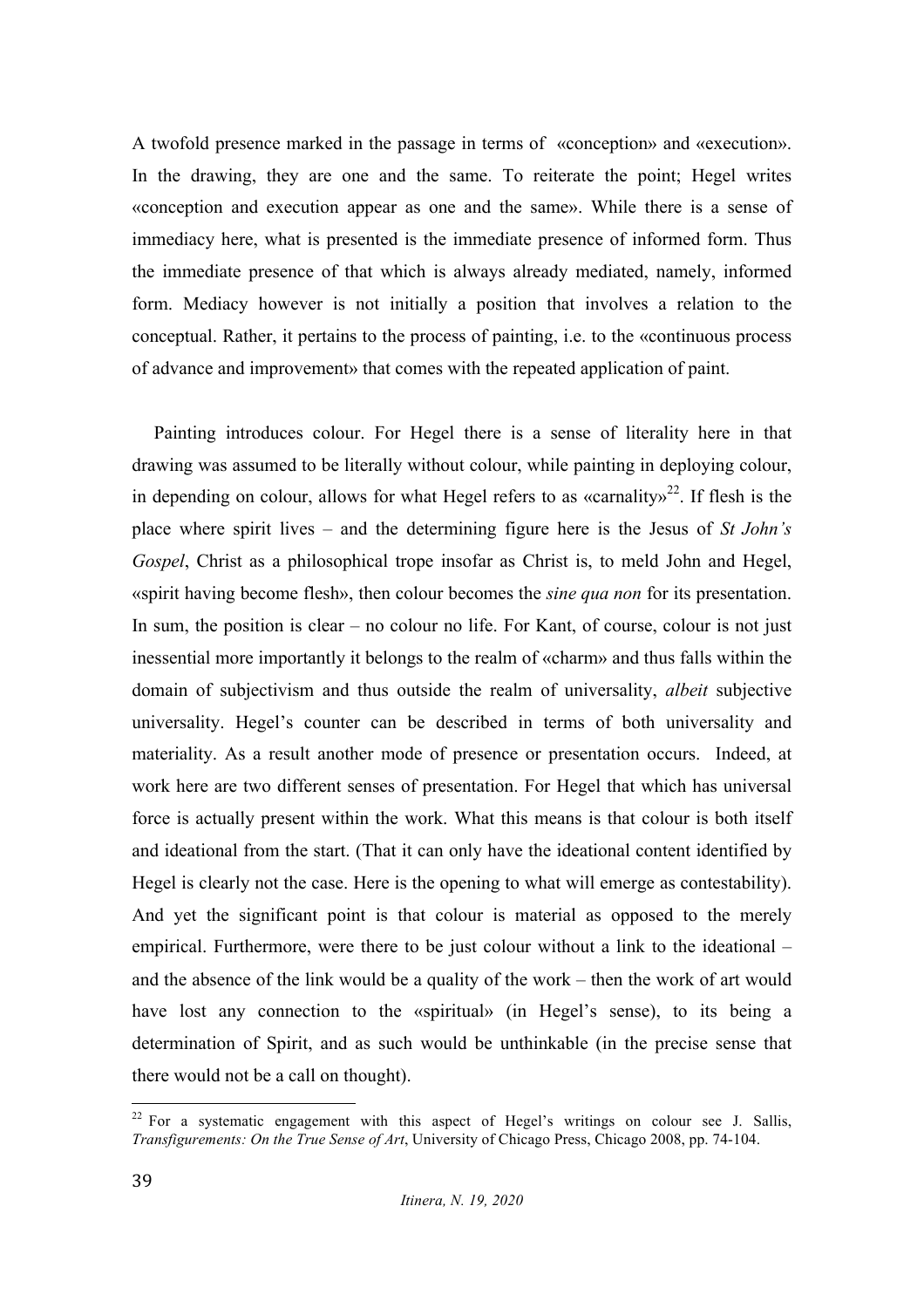A twofold presence marked in the passage in terms of «conception» and «execution». In the drawing, they are one and the same. To reiterate the point; Hegel writes «conception and execution appear as one and the same». While there is a sense of immediacy here, what is presented is the immediate presence of informed form. Thus the immediate presence of that which is always already mediated, namely, informed form. Mediacy however is not initially a position that involves a relation to the conceptual. Rather, it pertains to the process of painting, i.e. to the «continuous process of advance and improvement» that comes with the repeated application of paint.

Painting introduces colour. For Hegel there is a sense of literality here in that drawing was assumed to be literally without colour, while painting in deploying colour, in depending on colour, allows for what Hegel refers to as «carnality»[22]. If flesh is the place where spirit lives – and the determining figure here is the Jesus of *St John's Gospel*, Christ as a philosophical trope insofar as Christ is, to meld John and Hegel, «spirit having become flesh», then colour becomes the *sine qua non* for its presentation. In sum, the position is clear – no colour no life. For Kant, of course, colour is not just inessential more importantly it belongs to the realm of «charm» and thus falls within the domain of subjectivism and thus outside the realm of universality, *albeit* subjective universality. Hegel's counter can be described in terms of both universality and materiality. As a result another mode of presence or presentation occurs. Indeed, at work here are two different senses of presentation. For Hegel that which has universal force is actually present within the work. What this means is that colour is both itself and ideational from the start. (That it can only have the ideational content identified by Hegel is clearly not the case. Here is the opening to what will emerge as contestability). And yet the significant point is that colour is material as opposed to the merely empirical. Furthermore, were there to be just colour without a link to the ideational – and the absence of the link would be a quality of the work – then the work of art would have lost any connection to the «spiritual» (in Hegel's sense), to its being a determination of Spirit, and as such would be unthinkable (in the precise sense that there would not be a call on thought).

[22] For a systematic engagement with this aspect of Hegel's writings on colour see J. Sallis, *Transfigurements: On the True Sense of Art*, University of Chicago Press, Chicago 2008, pp. 74-104.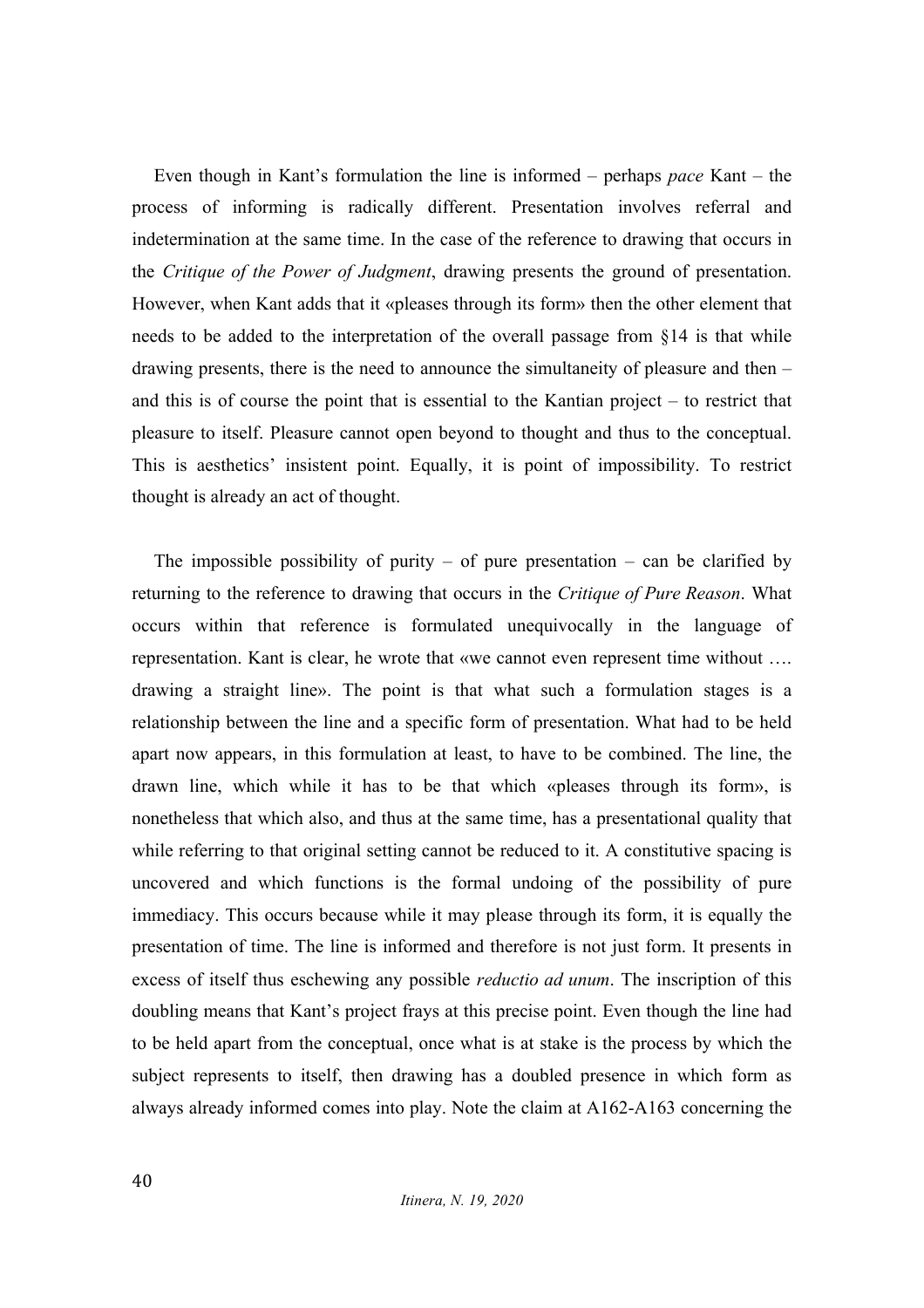Even though in Kant's formulation the line is informed – perhaps *pace* Kant – the process of informing is radically different. Presentation involves referral and indetermination at the same time. In the case of the reference to drawing that occurs in the *Critique of the Power of Judgment*, drawing presents the ground of presentation. However, when Kant adds that it «pleases through its form» then the other element that needs to be added to the interpretation of the overall passage from §14 is that while drawing presents, there is the need to announce the simultaneity of pleasure and then – and this is of course the point that is essential to the Kantian project – to restrict that pleasure to itself. Pleasure cannot open beyond to thought and thus to the conceptual. This is aesthetics' insistent point. Equally, it is point of impossibility. To restrict thought is already an act of thought.

The impossible possibility of purity – of pure presentation – can be clarified by returning to the reference to drawing that occurs in the *Critique of Pure Reason*. What occurs within that reference is formulated unequivocally in the language of representation. Kant is clear, he wrote that «we cannot even represent time without …. drawing a straight line». The point is that what such a formulation stages is a relationship between the line and a specific form of presentation. What had to be held apart now appears, in this formulation at least, to have to be combined. The line, the drawn line, which while it has to be that which «pleases through its form», is nonetheless that which also, and thus at the same time, has a presentational quality that while referring to that original setting cannot be reduced to it. A constitutive spacing is uncovered and which functions is the formal undoing of the possibility of pure immediacy. This occurs because while it may please through its form, it is equally the presentation of time. The line is informed and therefore is not just form. It presents in excess of itself thus eschewing any possible *reductio ad unum*. The inscription of this doubling means that Kant's project frays at this precise point. Even though the line had to be held apart from the conceptual, once what is at stake is the process by which the subject represents to itself, then drawing has a doubled presence in which form as always already informed comes into play. Note the claim at A162-A163 concerning the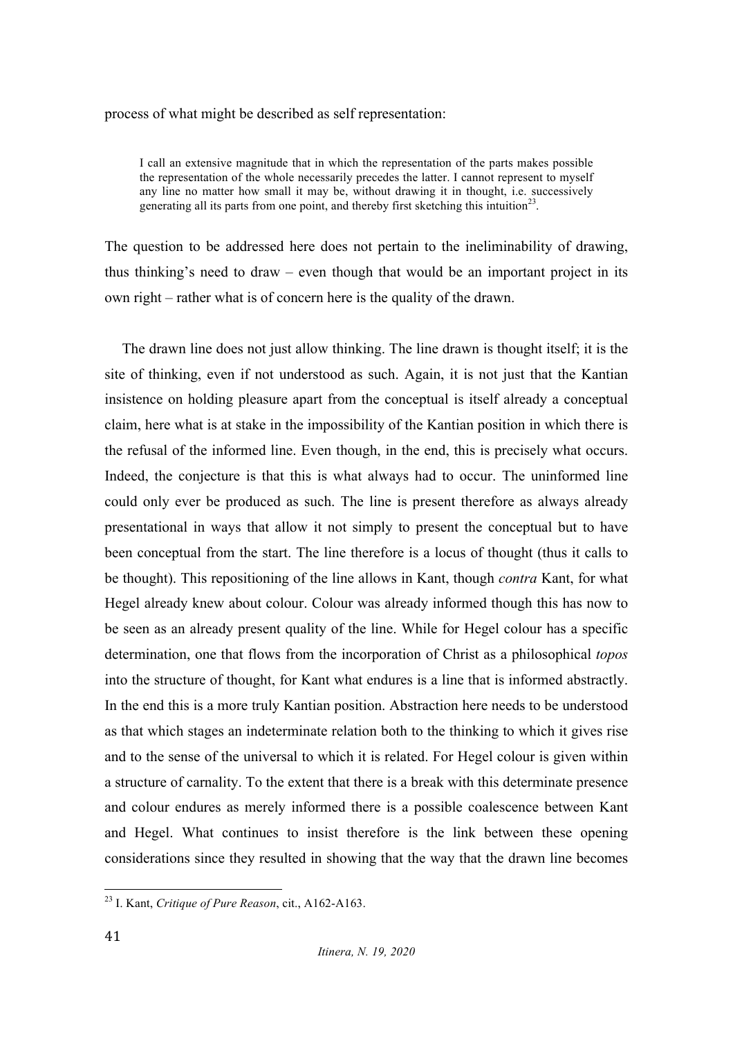process of what might be described as self representation:

> I call an extensive magnitude that in which the representation of the parts makes possible the representation of the whole necessarily precedes the latter. I cannot represent to myself any line no matter how small it may be, without drawing it in thought, i.e. successively generating all its parts from one point, and thereby first sketching this intuition[23].

The question to be addressed here does not pertain to the ineliminability of drawing, thus thinking's need to draw – even though that would be an important project in its own right – rather what is of concern here is the quality of the drawn.

The drawn line does not just allow thinking. The line drawn is thought itself; it is the site of thinking, even if not understood as such. Again, it is not just that the Kantian insistence on holding pleasure apart from the conceptual is itself already a conceptual claim, here what is at stake in the impossibility of the Kantian position in which there is the refusal of the informed line. Even though, in the end, this is precisely what occurs. Indeed, the conjecture is that this is what always had to occur. The uninformed line could only ever be produced as such. The line is present therefore as always already presentational in ways that allow it not simply to present the conceptual but to have been conceptual from the start. The line therefore is a locus of thought (thus it calls to be thought). This repositioning of the line allows in Kant, though *contra* Kant, for what Hegel already knew about colour. Colour was already informed though this has now to be seen as an already present quality of the line. While for Hegel colour has a specific determination, one that flows from the incorporation of Christ as a philosophical *topos* into the structure of thought, for Kant what endures is a line that is informed abstractly. In the end this is a more truly Kantian position. Abstraction here needs to be understood as that which stages an indeterminate relation both to the thinking to which it gives rise and to the sense of the universal to which it is related. For Hegel colour is given within a structure of carnality. To the extent that there is a break with this determinate presence and colour endures as merely informed there is a possible coalescence between Kant and Hegel. What continues to insist therefore is the link between these opening considerations since they resulted in showing that the way that the drawn line becomes

[23] I. Kant, *Critique of Pure Reason*, cit., A162-A163.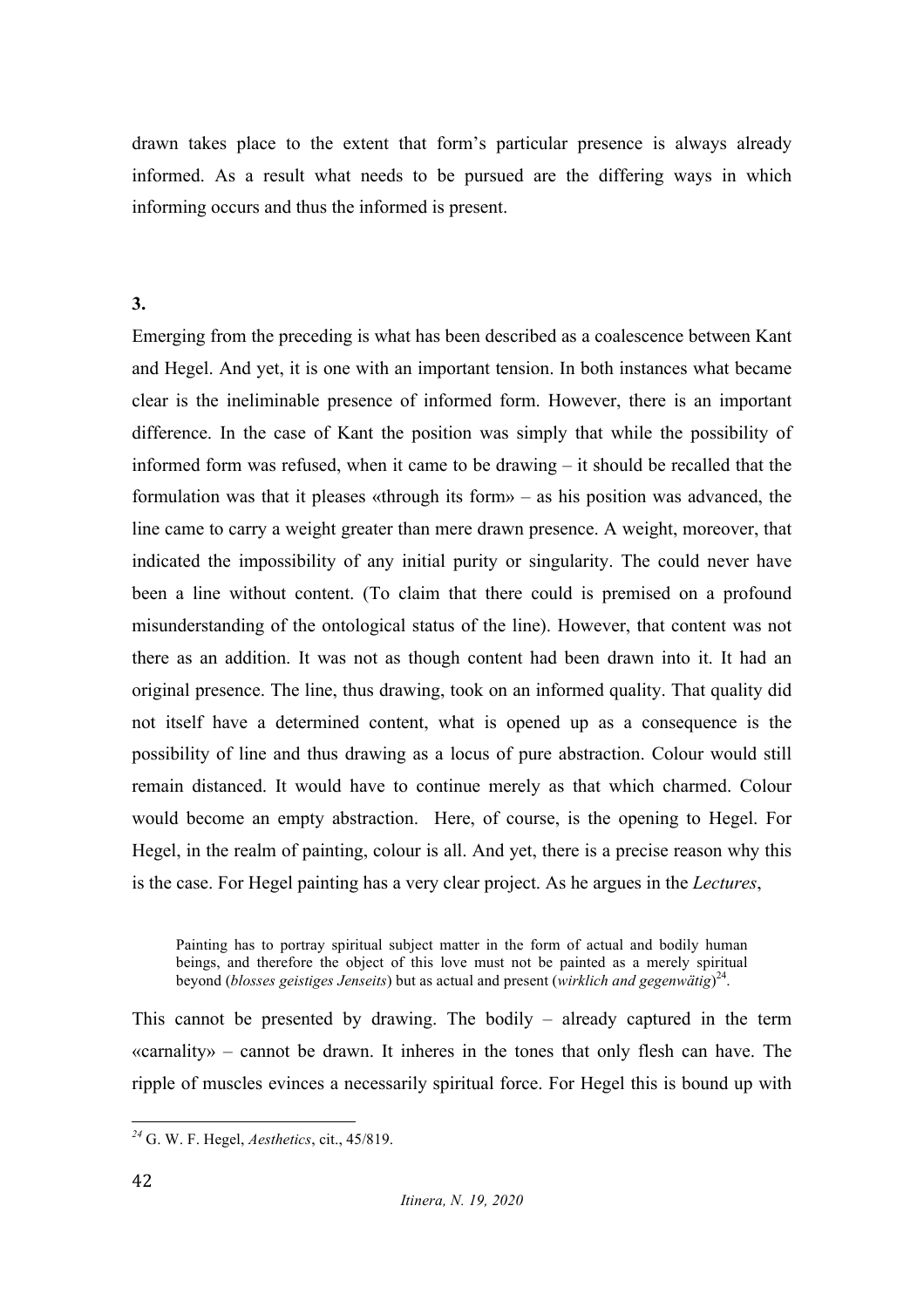drawn takes place to the extent that form's particular presence is always already informed. As a result what needs to be pursued are the differing ways in which informing occurs and thus the informed is present.

**3.**

Emerging from the preceding is what has been described as a coalescence between Kant and Hegel. And yet, it is one with an important tension. In both instances what became clear is the ineliminable presence of informed form. However, there is an important difference. In the case of Kant the position was simply that while the possibility of informed form was refused, when it came to be drawing – it should be recalled that the formulation was that it pleases «through its form» – as his position was advanced, the line came to carry a weight greater than mere drawn presence. A weight, moreover, that indicated the impossibility of any initial purity or singularity. The could never have been a line without content. (To claim that there could is premised on a profound misunderstanding of the ontological status of the line). However, that content was not there as an addition. It was not as though content had been drawn into it. It had an original presence. The line, thus drawing, took on an informed quality. That quality did not itself have a determined content, what is opened up as a consequence is the possibility of line and thus drawing as a locus of pure abstraction. Colour would still remain distanced. It would have to continue merely as that which charmed. Colour would become an empty abstraction. Here, of course, is the opening to Hegel. For Hegel, in the realm of painting, colour is all. And yet, there is a precise reason why this is the case. For Hegel painting has a very clear project. As he argues in the *Lectures*,

> Painting has to portray spiritual subject matter in the form of actual and bodily human beings, and therefore the object of this love must not be painted as a merely spiritual beyond (*blosses geistiges Jenseits*) but as actual and present (*wirklich and gegenwätig*)[24].

This cannot be presented by drawing. The bodily – already captured in the term «carnality» – cannot be drawn. It inheres in the tones that only flesh can have. The ripple of muscles evinces a necessarily spiritual force. For Hegel this is bound up with

[24] G. W. F. Hegel, *Aesthetics*, cit., 45/819.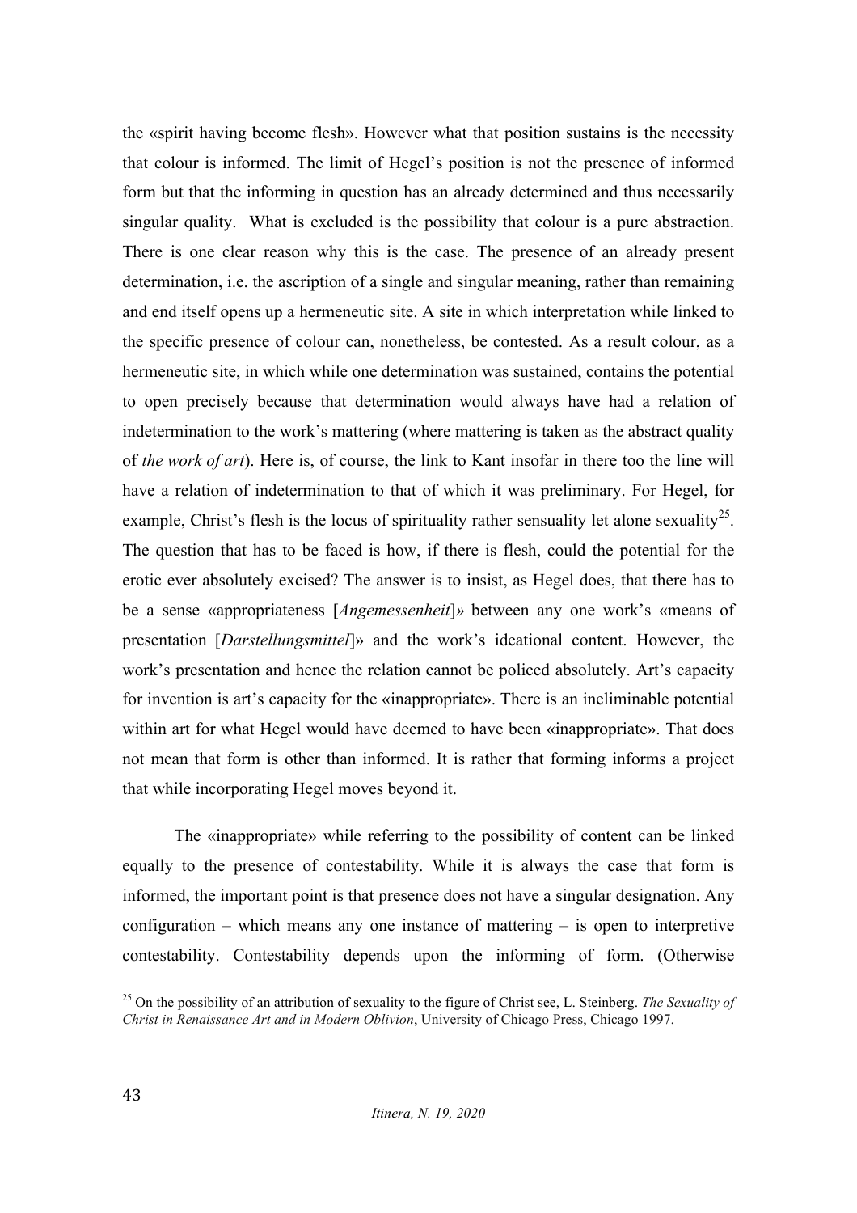the «spirit having become flesh». However what that position sustains is the necessity that colour is informed. The limit of Hegel's position is not the presence of informed form but that the informing in question has an already determined and thus necessarily singular quality. What is excluded is the possibility that colour is a pure abstraction. There is one clear reason why this is the case. The presence of an already present determination, i.e. the ascription of a single and singular meaning, rather than remaining and end itself opens up a hermeneutic site. A site in which interpretation while linked to the specific presence of colour can, nonetheless, be contested. As a result colour, as a hermeneutic site, in which while one determination was sustained, contains the potential to open precisely because that determination would always have had a relation of indetermination to the work's mattering (where mattering is taken as the abstract quality of *the work of art*). Here is, of course, the link to Kant insofar in there too the line will have a relation of indetermination to that of which it was preliminary. For Hegel, for example, Christ's flesh is the locus of spirituality rather sensuality let alone sexuality[25]. The question that has to be faced is how, if there is flesh, could the potential for the erotic ever absolutely excised? The answer is to insist, as Hegel does, that there has to be a sense «appropriateness [*Angemessenheit*]» between any one work's «means of presentation [*Darstellungsmittel*]» and the work's ideational content. However, the work's presentation and hence the relation cannot be policed absolutely. Art's capacity for invention is art's capacity for the «inappropriate». There is an ineliminable potential within art for what Hegel would have deemed to have been «inappropriate». That does not mean that form is other than informed. It is rather that forming informs a project that while incorporating Hegel moves beyond it.

The «inappropriate» while referring to the possibility of content can be linked equally to the presence of contestability. While it is always the case that form is informed, the important point is that presence does not have a singular designation. Any configuration – which means any one instance of mattering – is open to interpretive contestability. Contestability depends upon the informing of form. (Otherwise

---

[25] On the possibility of an attribution of sexuality to the figure of Christ see, L. Steinberg. *The Sexuality of Christ in Renaissance Art and in Modern Oblivion*, University of Chicago Press, Chicago 1997.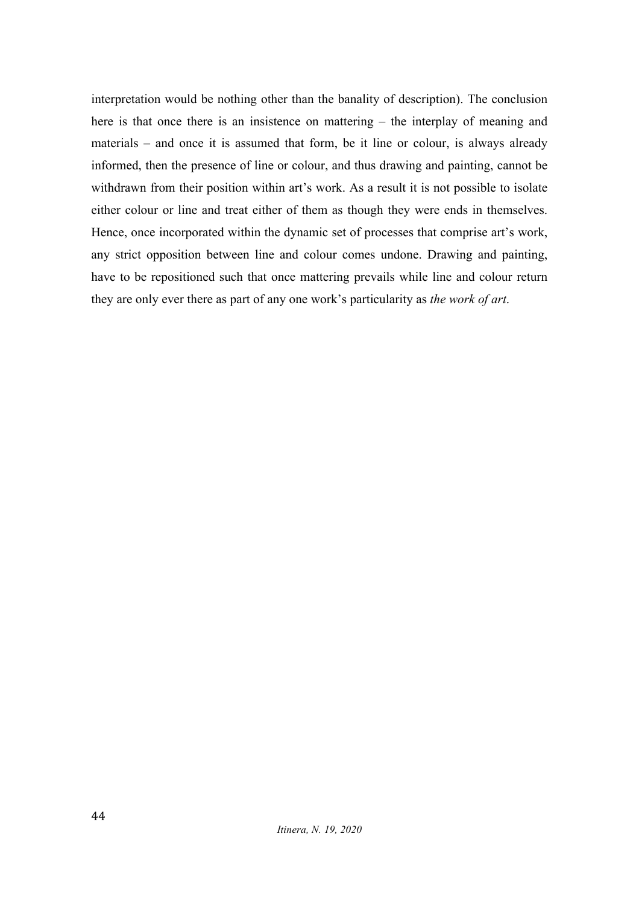interpretation would be nothing other than the banality of description). The conclusion here is that once there is an insistence on mattering – the interplay of meaning and materials – and once it is assumed that form, be it line or colour, is always already informed, then the presence of line or colour, and thus drawing and painting, cannot be withdrawn from their position within art's work. As a result it is not possible to isolate either colour or line and treat either of them as though they were ends in themselves. Hence, once incorporated within the dynamic set of processes that comprise art's work, any strict opposition between line and colour comes undone. Drawing and painting, have to be repositioned such that once mattering prevails while line and colour return they are only ever there as part of any one work's particularity as *the work of art*.